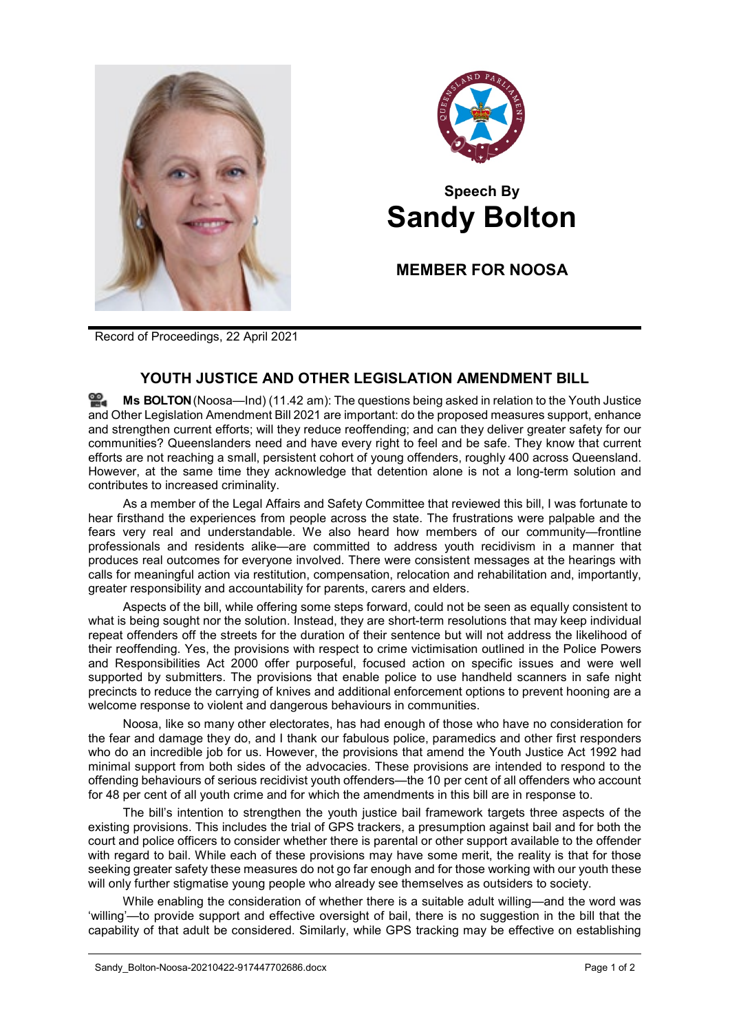Speech By
# Sandy Bolton

## MEMBER FOR NOOSA

Record of Proceedings, 22 April 2021

## YOUTH JUSTICE AND OTHER LEGISLATION AMENDMENT BILL

**Ms BOLTON** (Noosa—Ind) (11.42 am): The questions being asked in relation to the Youth Justice and Other Legislation Amendment Bill 2021 are important: do the proposed measures support, enhance and strengthen current efforts; will they reduce reoffending; and can they deliver greater safety for our communities? Queenslanders need and have every right to feel and be safe. They know that current efforts are not reaching a small, persistent cohort of young offenders, roughly 400 across Queensland. However, at the same time they acknowledge that detention alone is not a long-term solution and contributes to increased criminality.

As a member of the Legal Affairs and Safety Committee that reviewed this bill, I was fortunate to hear firsthand the experiences from people across the state. The frustrations were palpable and the fears very real and understandable. We also heard how members of our community—frontline professionals and residents alike—are committed to address youth recidivism in a manner that produces real outcomes for everyone involved. There were consistent messages at the hearings with calls for meaningful action via restitution, compensation, relocation and rehabilitation and, importantly, greater responsibility and accountability for parents, carers and elders.

Aspects of the bill, while offering some steps forward, could not be seen as equally consistent to what is being sought nor the solution. Instead, they are short-term resolutions that may keep individual repeat offenders off the streets for the duration of their sentence but will not address the likelihood of their reoffending. Yes, the provisions with respect to crime victimisation outlined in the Police Powers and Responsibilities Act 2000 offer purposeful, focused action on specific issues and were well supported by submitters. The provisions that enable police to use handheld scanners in safe night precincts to reduce the carrying of knives and additional enforcement options to prevent hooning are a welcome response to violent and dangerous behaviours in communities.

Noosa, like so many other electorates, has had enough of those who have no consideration for the fear and damage they do, and I thank our fabulous police, paramedics and other first responders who do an incredible job for us. However, the provisions that amend the Youth Justice Act 1992 had minimal support from both sides of the advocacies. These provisions are intended to respond to the offending behaviours of serious recidivist youth offenders—the 10 per cent of all offenders who account for 48 per cent of all youth crime and for which the amendments in this bill are in response to.

The bill's intention to strengthen the youth justice bail framework targets three aspects of the existing provisions. This includes the trial of GPS trackers, a presumption against bail and for both the court and police officers to consider whether there is parental or other support available to the offender with regard to bail. While each of these provisions may have some merit, the reality is that for those seeking greater safety these measures do not go far enough and for those working with our youth these will only further stigmatise young people who already see themselves as outsiders to society.

While enabling the consideration of whether there is a suitable adult willing—and the word was 'willing'—to provide support and effective oversight of bail, there is no suggestion in the bill that the capability of that adult be considered. Similarly, while GPS tracking may be effective on establishing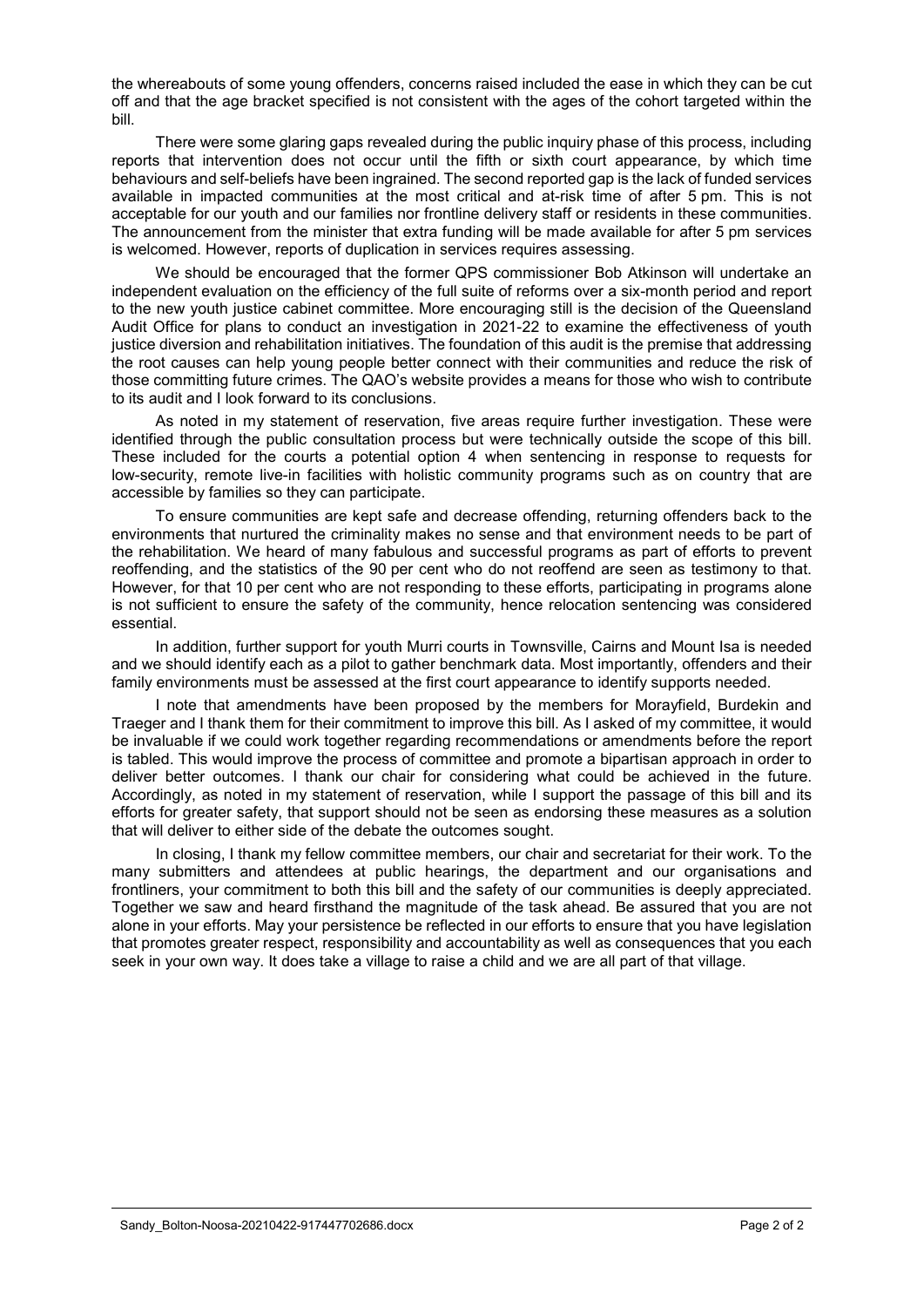the whereabouts of some young offenders, concerns raised included the ease in which they can be cut off and that the age bracket specified is not consistent with the ages of the cohort targeted within the bill.

There were some glaring gaps revealed during the public inquiry phase of this process, including reports that intervention does not occur until the fifth or sixth court appearance, by which time behaviours and self-beliefs have been ingrained. The second reported gap is the lack of funded services available in impacted communities at the most critical and at-risk time of after 5 pm. This is not acceptable for our youth and our families nor frontline delivery staff or residents in these communities. The announcement from the minister that extra funding will be made available for after 5 pm services is welcomed. However, reports of duplication in services requires assessing.

We should be encouraged that the former QPS commissioner Bob Atkinson will undertake an independent evaluation on the efficiency of the full suite of reforms over a six-month period and report to the new youth justice cabinet committee. More encouraging still is the decision of the Queensland Audit Office for plans to conduct an investigation in 2021-22 to examine the effectiveness of youth justice diversion and rehabilitation initiatives. The foundation of this audit is the premise that addressing the root causes can help young people better connect with their communities and reduce the risk of those committing future crimes. The QAO's website provides a means for those who wish to contribute to its audit and I look forward to its conclusions.

As noted in my statement of reservation, five areas require further investigation. These were identified through the public consultation process but were technically outside the scope of this bill. These included for the courts a potential option 4 when sentencing in response to requests for low-security, remote live-in facilities with holistic community programs such as on country that are accessible by families so they can participate.

To ensure communities are kept safe and decrease offending, returning offenders back to the environments that nurtured the criminality makes no sense and that environment needs to be part of the rehabilitation. We heard of many fabulous and successful programs as part of efforts to prevent reoffending, and the statistics of the 90 per cent who do not reoffend are seen as testimony to that. However, for that 10 per cent who are not responding to these efforts, participating in programs alone is not sufficient to ensure the safety of the community, hence relocation sentencing was considered essential.

In addition, further support for youth Murri courts in Townsville, Cairns and Mount Isa is needed and we should identify each as a pilot to gather benchmark data. Most importantly, offenders and their family environments must be assessed at the first court appearance to identify supports needed.

I note that amendments have been proposed by the members for Morayfield, Burdekin and Traeger and I thank them for their commitment to improve this bill. As I asked of my committee, it would be invaluable if we could work together regarding recommendations or amendments before the report is tabled. This would improve the process of committee and promote a bipartisan approach in order to deliver better outcomes. I thank our chair for considering what could be achieved in the future. Accordingly, as noted in my statement of reservation, while I support the passage of this bill and its efforts for greater safety, that support should not be seen as endorsing these measures as a solution that will deliver to either side of the debate the outcomes sought.

In closing, I thank my fellow committee members, our chair and secretariat for their work. To the many submitters and attendees at public hearings, the department and our organisations and frontliners, your commitment to both this bill and the safety of our communities is deeply appreciated. Together we saw and heard firsthand the magnitude of the task ahead. Be assured that you are not alone in your efforts. May your persistence be reflected in our efforts to ensure that you have legislation that promotes greater respect, responsibility and accountability as well as consequences that you each seek in your own way. It does take a village to raise a child and we are all part of that village.